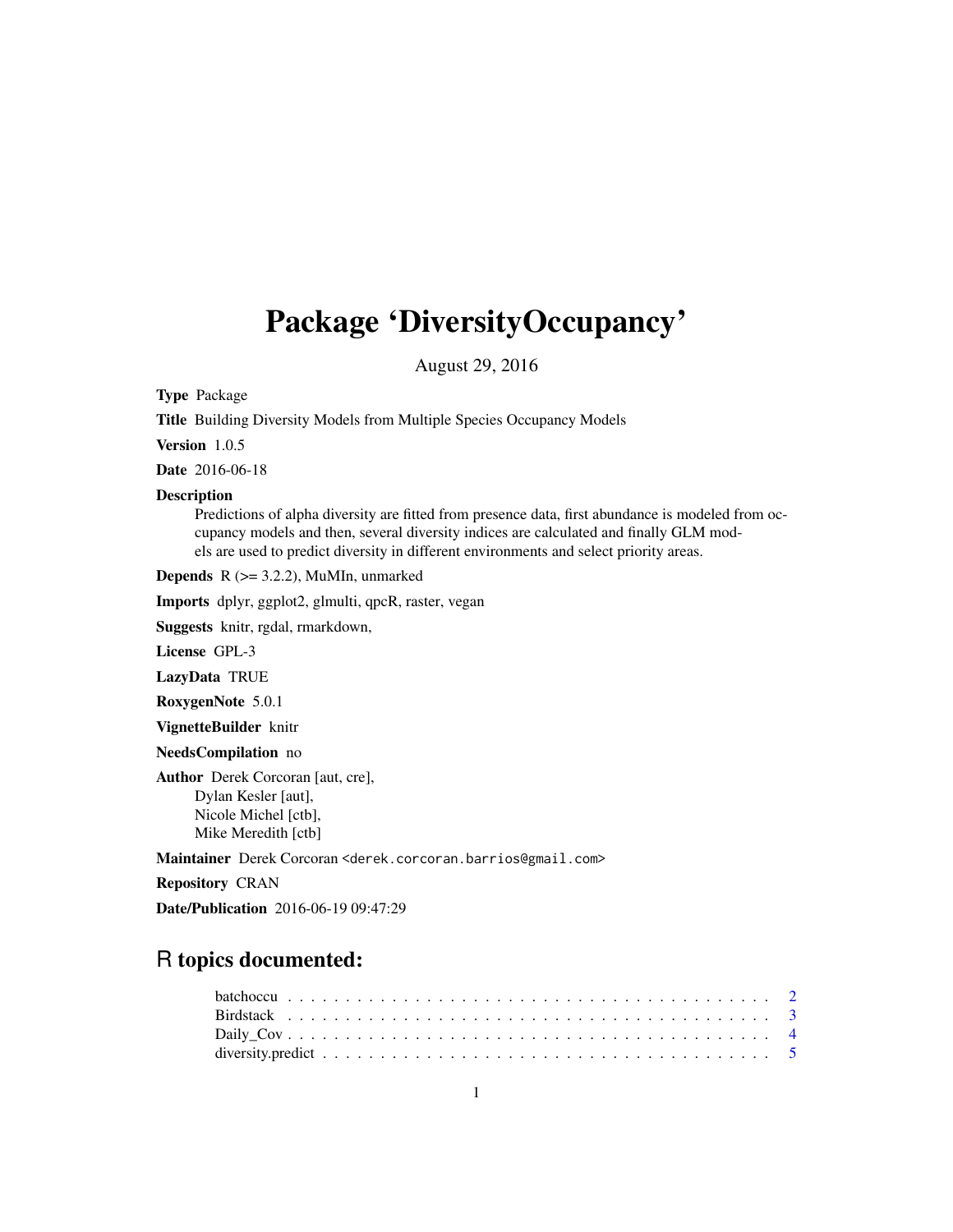# Package 'DiversityOccupancy'

August 29, 2016

**Type** Package

**Title** Building Diversity Models from Multiple Species Occupancy Models

**Version** 1.0.5

**Date** 2016-06-18

**Description**
Predictions of alpha diversity are fitted from presence data, first abundance is modeled from occupancy models and then, several diversity indices are calculated and finally GLM models are used to predict diversity in different environments and select priority areas.

**Depends** R (>= 3.2.2), MuMIn, unmarked

**Imports** dplyr, ggplot2, glmulti, qpcR, raster, vegan

**Suggests** knitr, rgdal, rmarkdown,

**License** GPL-3

**LazyData** TRUE

**RoxygenNote** 5.0.1

**VignetteBuilder** knitr

**NeedsCompilation** no

**Author** Derek Corcoran [aut, cre],
Dylan Kesler [aut],
Nicole Michel [ctb],
Mike Meredith [ctb]

**Maintainer** Derek Corcoran <derek.corcoran.barrios@gmail.com>

**Repository** CRAN

**Date/Publication** 2016-06-19 09:47:29

## R topics documented:

batchoccu . . . . . . . . . . . . . . . . . . . . . . . . . . . . . . . . . . . . . . . . . . 2
Birdstack . . . . . . . . . . . . . . . . . . . . . . . . . . . . . . . . . . . . . . . . . . 3
Daily_Cov . . . . . . . . . . . . . . . . . . . . . . . . . . . . . . . . . . . . . . . . . . 4
diversity.predict . . . . . . . . . . . . . . . . . . . . . . . . . . . . . . . . . . . . . . 5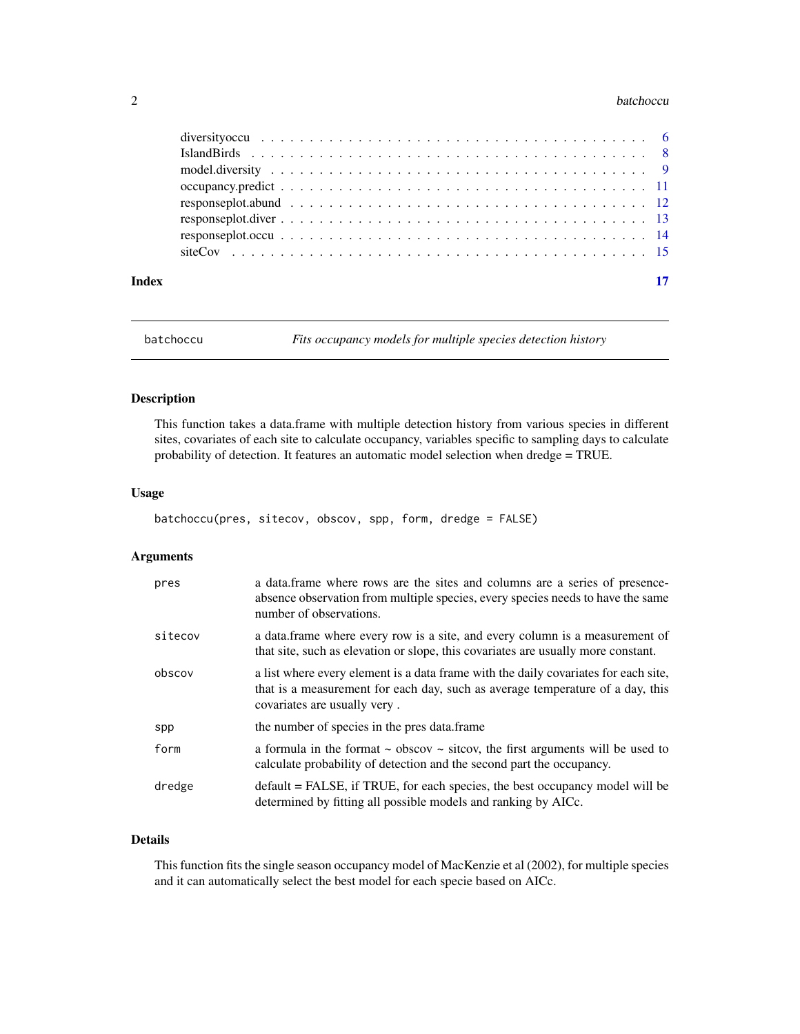| | |
|---|---|
| diversityoccu | 6 |
| IslandBirds | 8 |
| model.diversity | 9 |
| occupancy.predict | 11 |
| responseplot.abund | 12 |
| responseplot.diver | 13 |
| responseplot.occu | 14 |
| siteCov | 15 |

**Index** **17**

---

## batchoccu *Fits occupancy models for multiple species detection history*

### Description

This function takes a data.frame with multiple detection history from various species in different sites, covariates of each site to calculate occupancy, variables specific to sampling days to calculate probability of detection. It features an automatic model selection when dredge = TRUE.

### Usage

```
batchoccu(pres, sitecov, obscov, spp, form, dredge = FALSE)
```

### Arguments

| | |
|---|---|
| pres | a data.frame where rows are the sites and columns are a series of presence-absence observation from multiple species, every species needs to have the same number of observations. |
| sitecov | a data.frame where every row is a site, and every column is a measurement of that site, such as elevation or slope, this covariates are usually more constant. |
| obscov | a list where every element is a data frame with the daily covariates for each site, that is a measurement for each day, such as average temperature of a day, this covariates are usually very . |
| spp | the number of species in the pres data.frame |
| form | a formula in the format ~ obscov ~ sitcov, the first arguments will be used to calculate probability of detection and the second part the occupancy. |
| dredge | default = FALSE, if TRUE, for each species, the best occupancy model will be determined by fitting all possible models and ranking by AICc. |

### Details

This function fits the single season occupancy model of MacKenzie et al (2002), for multiple species and it can automatically select the best model for each specie based on AICc.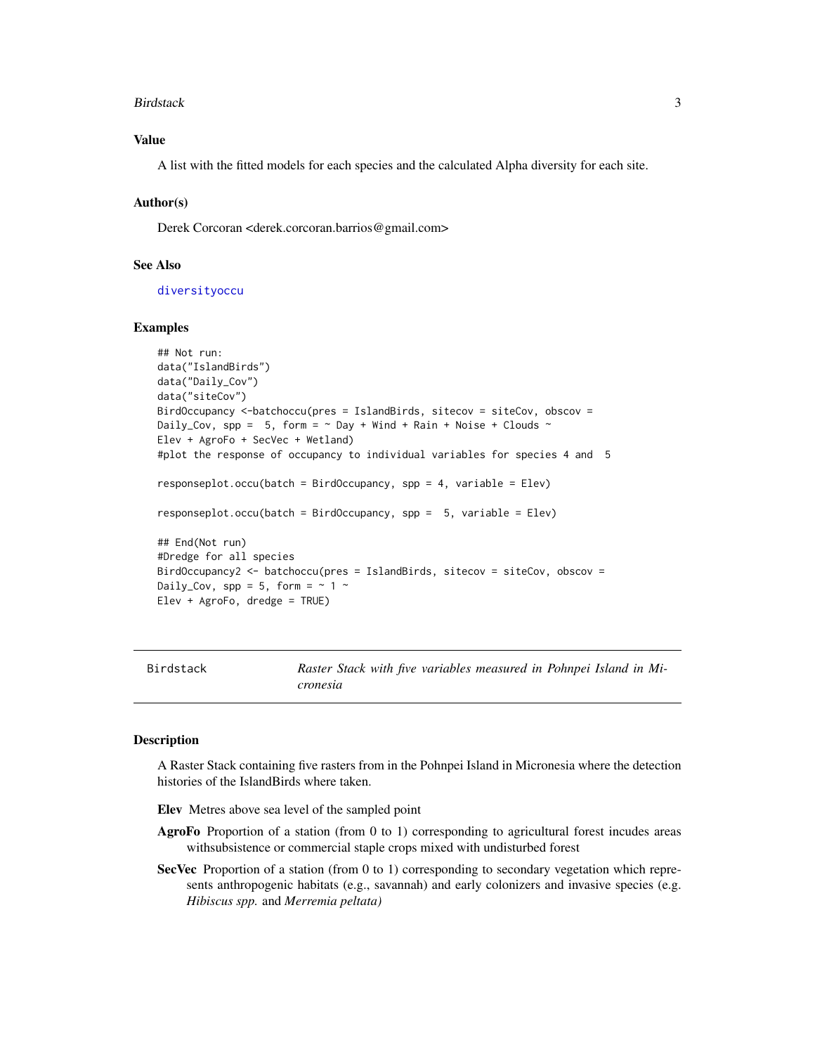## Value

A list with the fitted models for each species and the calculated Alpha diversity for each site.

## Author(s)

Derek Corcoran <derek.corcoran.barrios@gmail.com>

## See Also

diversityoccu

## Examples

```
## Not run:
data("IslandBirds")
data("Daily_Cov")
data("siteCov")
BirdOccupancy <-batchoccu(pres = IslandBirds, sitecov = siteCov, obscov =
Daily_Cov, spp =  5, form = ~ Day + Wind + Rain + Noise + Clouds ~
Elev + AgroFo + SecVec + Wetland)
#plot the response of occupancy to individual variables for species 4 and  5

responseplot.occu(batch = BirdOccupancy, spp = 4, variable = Elev)

responseplot.occu(batch = BirdOccupancy, spp =  5, variable = Elev)

## End(Not run)
#Dredge for all species
BirdOccupancy2 <- batchoccu(pres = IslandBirds, sitecov = siteCov, obscov =
Daily_Cov, spp = 5, form = ~ 1 ~
Elev + AgroFo, dredge = TRUE)
```

---

# Birdstack — *Raster Stack with five variables measured in Pohnpei Island in Micronesia*

## Description

A Raster Stack containing five rasters from in the Pohnpei Island in Micronesia where the detection histories of the IslandBirds where taken.

- **Elev** Metres above sea level of the sampled point
- **AgroFo** Proportion of a station (from 0 to 1) corresponding to agricultural forest incudes areas withsubsistence or commercial staple crops mixed with undisturbed forest
- **SecVec** Proportion of a station (from 0 to 1) corresponding to secondary vegetation which represents anthropogenic habitats (e.g., savannah) and early colonizers and invasive species (e.g. *Hibiscus spp.* and *Merremia peltata)*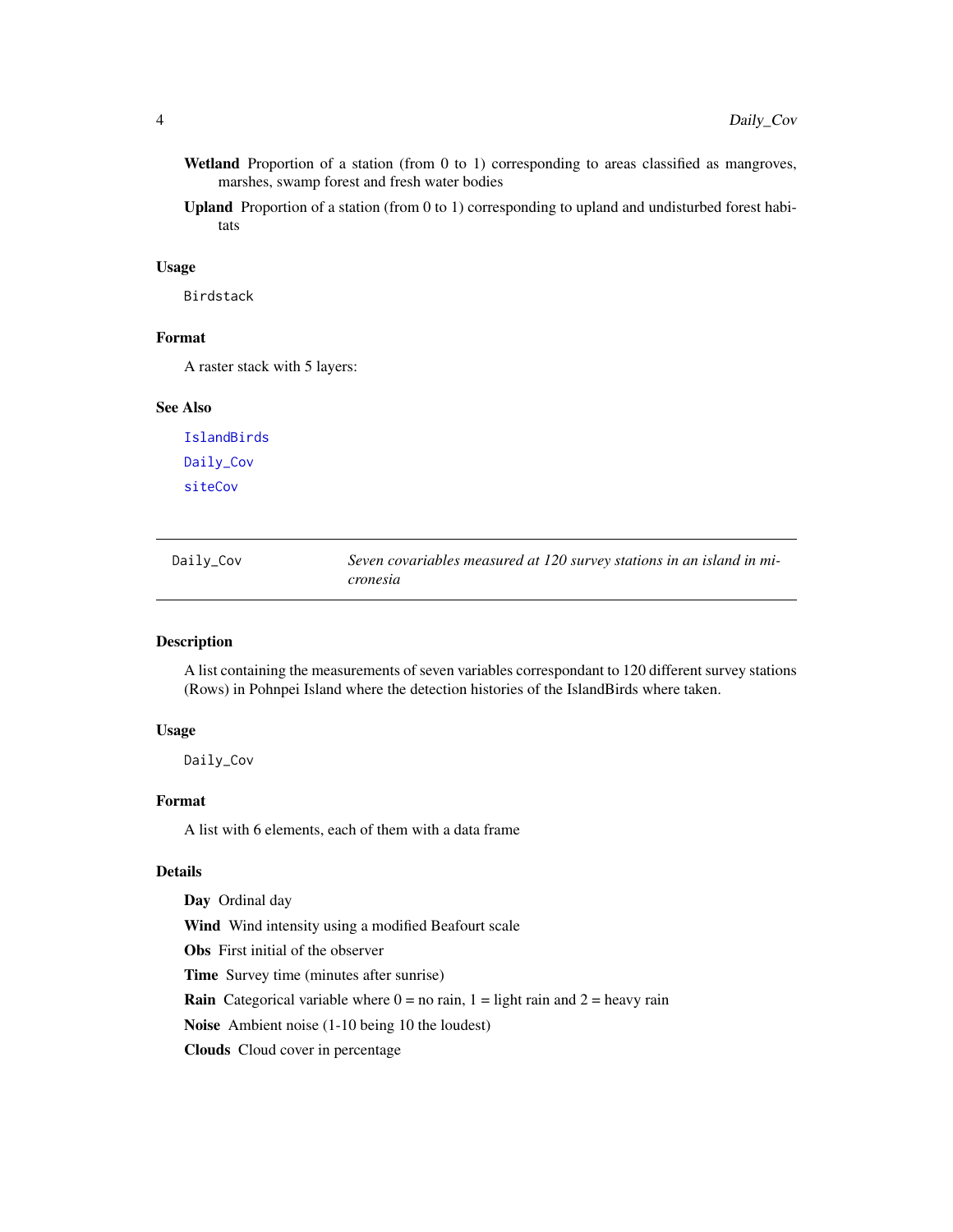**Wetland** Proportion of a station (from 0 to 1) corresponding to areas classified as mangroves, marshes, swamp forest and fresh water bodies

**Upland** Proportion of a station (from 0 to 1) corresponding to upland and undisturbed forest habitats

### Usage

```
Birdstack
```

### Format

A raster stack with 5 layers:

### See Also

IslandBirds

Daily_Cov

siteCov

---

## Daily_Cov — *Seven covariables measured at 120 survey stations in an island in micronesia*

---

### Description

A list containing the measurements of seven variables correspondant to 120 different survey stations (Rows) in Pohnpei Island where the detection histories of the IslandBirds where taken.

### Usage

```
Daily_Cov
```

### Format

A list with 6 elements, each of them with a data frame

### Details

**Day** Ordinal day

**Wind** Wind intensity using a modified Beafourt scale

**Obs** First initial of the observer

**Time** Survey time (minutes after sunrise)

**Rain** Categorical variable where 0 = no rain, 1 = light rain and 2 = heavy rain

**Noise** Ambient noise (1-10 being 10 the loudest)

**Clouds** Cloud cover in percentage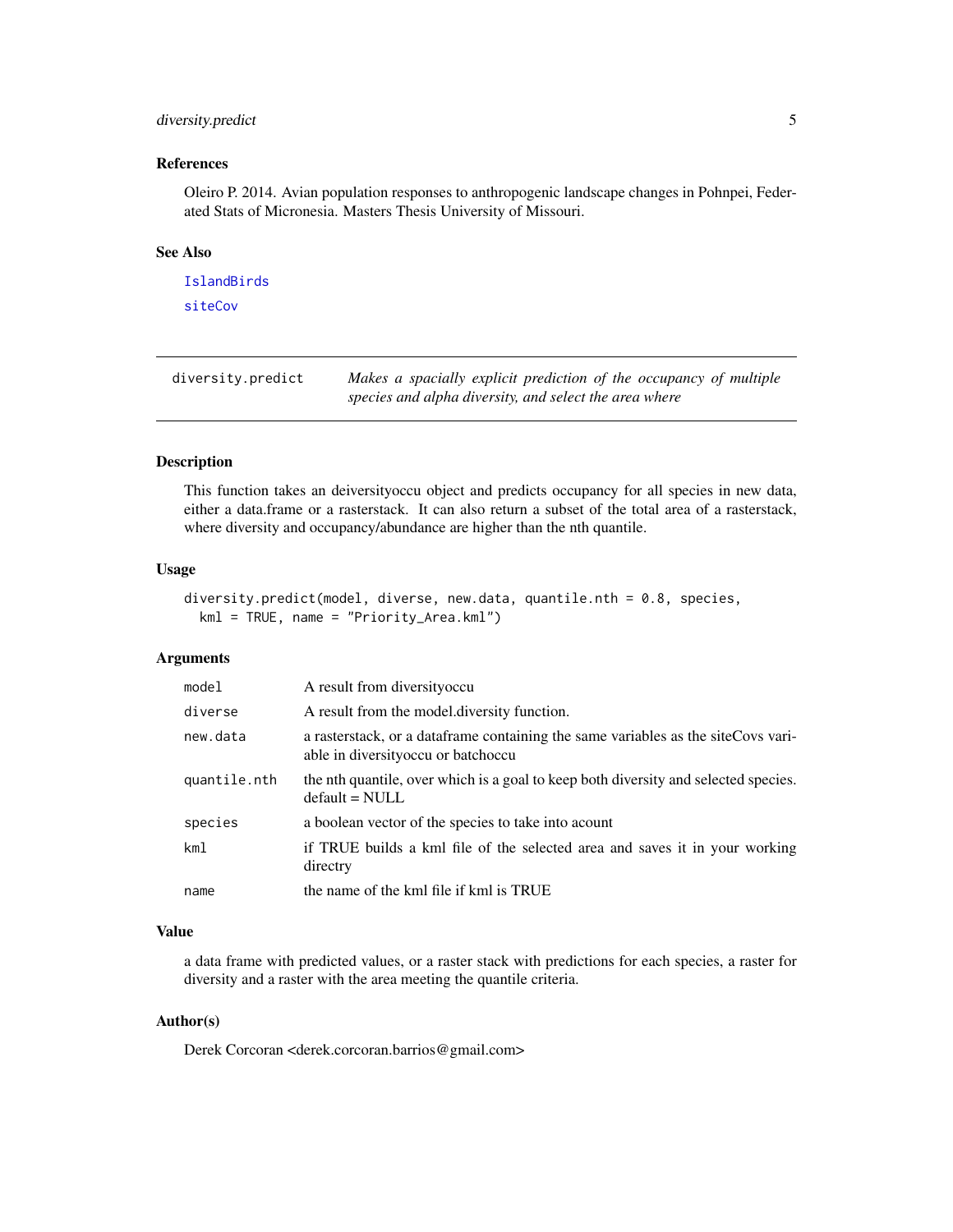### References

Oleiro P. 2014. Avian population responses to anthropogenic landscape changes in Pohnpei, Federated Stats of Micronesia. Masters Thesis University of Missouri.

### See Also

IslandBirds

siteCov

---

## diversity.predict

*Makes a spacially explicit prediction of the occupancy of multiple species and alpha diversity, and select the area where*

---

### Description

This function takes an deiversityoccu object and predicts occupancy for all species in new data, either a data.frame or a rasterstack. It can also return a subset of the total area of a rasterstack, where diversity and occupancy/abundance are higher than the nth quantile.

### Usage

```
diversity.predict(model, diverse, new.data, quantile.nth = 0.8, species,
  kml = TRUE, name = "Priority_Area.kml")
```

### Arguments

| | |
|---|---|
| `model` | A result from diversityoccu |
| `diverse` | A result from the model.diversity function. |
| `new.data` | a rasterstack, or a dataframe containing the same variables as the siteCovs variable in diversityoccu or batchoccu |
| `quantile.nth` | the nth quantile, over which is a goal to keep both diversity and selected species. default = NULL |
| `species` | a boolean vector of the species to take into acount |
| `kml` | if TRUE builds a kml file of the selected area and saves it in your working directry |
| `name` | the name of the kml file if kml is TRUE |

### Value

a data frame with predicted values, or a raster stack with predictions for each species, a raster for diversity and a raster with the area meeting the quantile criteria.

### Author(s)

Derek Corcoran <derek.corcoran.barrios@gmail.com>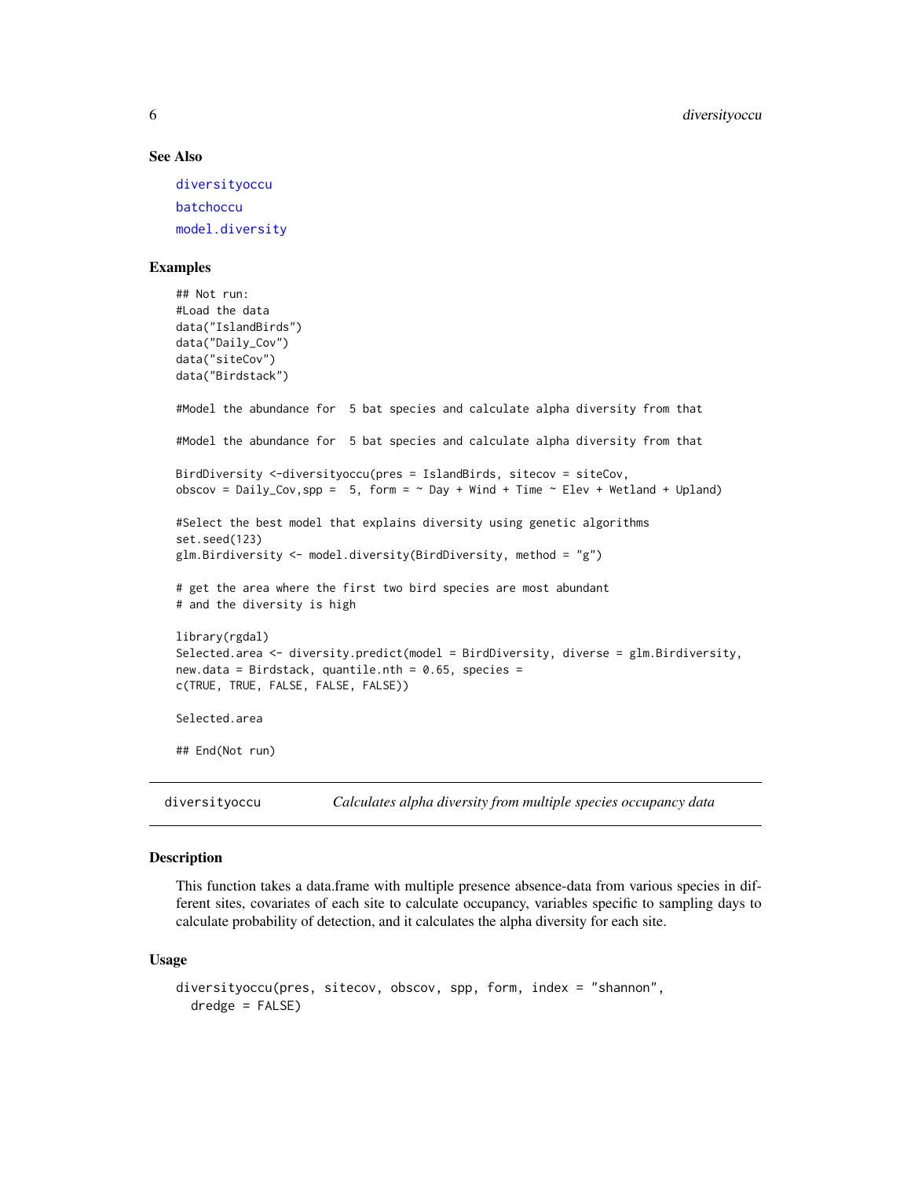### See Also

diversityoccu

batchoccu

model.diversity

### Examples

```
## Not run:
#Load the data
data("IslandBirds")
data("Daily_Cov")
data("siteCov")
data("Birdstack")

#Model the abundance for  5 bat species and calculate alpha diversity from that

#Model the abundance for  5 bat species and calculate alpha diversity from that

BirdDiversity <-diversityoccu(pres = IslandBirds, sitecov = siteCov,
obscov = Daily_Cov,spp =  5, form = ~ Day + Wind + Time ~ Elev + Wetland + Upland)

#Select the best model that explains diversity using genetic algorithms
set.seed(123)
glm.Birdiversity <- model.diversity(BirdDiversity, method = "g")

# get the area where the first two bird species are most abundant
# and the diversity is high

library(rgdal)
Selected.area <- diversity.predict(model = BirdDiversity, diverse = glm.Birdiversity,
new.data = Birdstack, quantile.nth = 0.65, species =
c(TRUE, TRUE, FALSE, FALSE, FALSE))

Selected.area

## End(Not run)
```

## diversityoccu — *Calculates alpha diversity from multiple species occupancy data*

### Description

This function takes a data.frame with multiple presence absence-data from various species in different sites, covariates of each site to calculate occupancy, variables specific to sampling days to calculate probability of detection, and it calculates the alpha diversity for each site.

### Usage

```
diversityoccu(pres, sitecov, obscov, spp, form, index = "shannon",
  dredge = FALSE)
```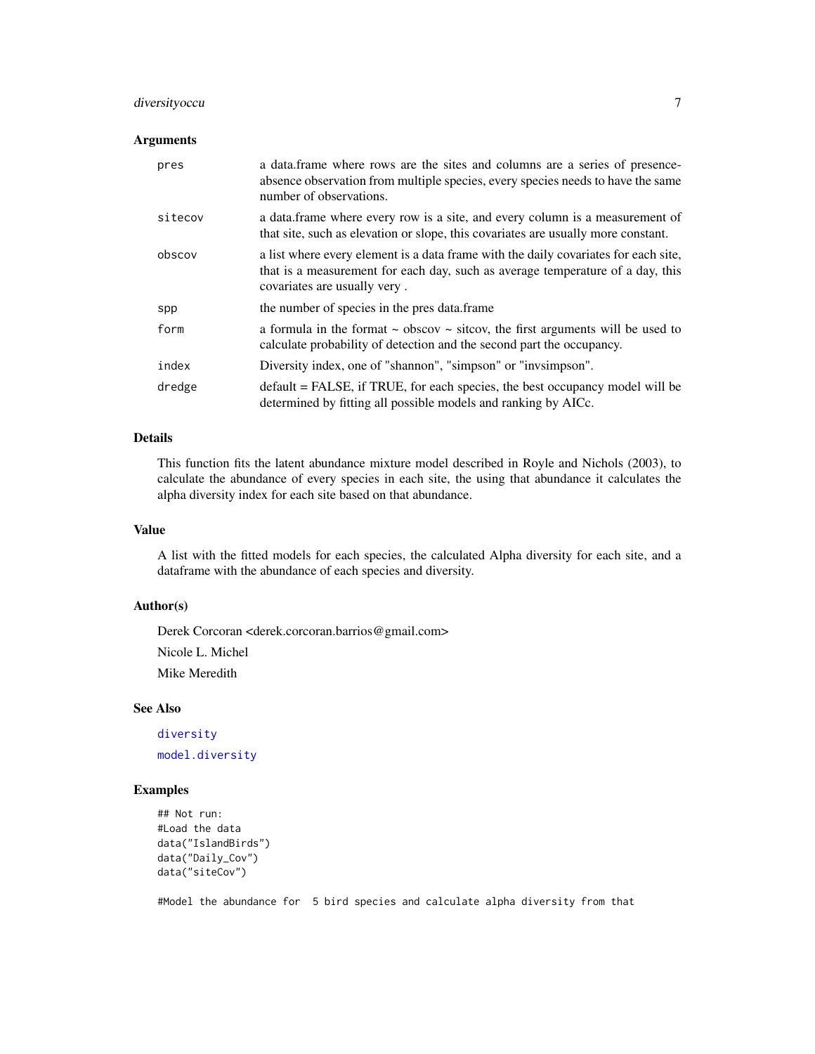### Arguments

| | |
|---|---|
| `pres` | a data.frame where rows are the sites and columns are a series of presence-absence observation from multiple species, every species needs to have the same number of observations. |
| `sitecov` | a data.frame where every row is a site, and every column is a measurement of that site, such as elevation or slope, this covariates are usually more constant. |
| `obscov` | a list where every element is a data frame with the daily covariates for each site, that is a measurement for each day, such as average temperature of a day, this covariates are usually very . |
| `spp` | the number of species in the pres data.frame |
| `form` | a formula in the format ~ obscov ~ sitcov, the first arguments will be used to calculate probability of detection and the second part the occupancy. |
| `index` | Diversity index, one of "shannon", "simpson" or "invsimpson". |
| `dredge` | default = FALSE, if TRUE, for each species, the best occupancy model will be determined by fitting all possible models and ranking by AICc. |

### Details

This function fits the latent abundance mixture model described in Royle and Nichols (2003), to calculate the abundance of every species in each site, the using that abundance it calculates the alpha diversity index for each site based on that abundance.

### Value

A list with the fitted models for each species, the calculated Alpha diversity for each site, and a dataframe with the abundance of each species and diversity.

### Author(s)

Derek Corcoran <derek.corcoran.barrios@gmail.com>

Nicole L. Michel

Mike Meredith

### See Also

diversity

model.diversity

### Examples

```
## Not run:
#Load the data
data("IslandBirds")
data("Daily_Cov")
data("siteCov")

#Model the abundance for  5 bird species and calculate alpha diversity from that
```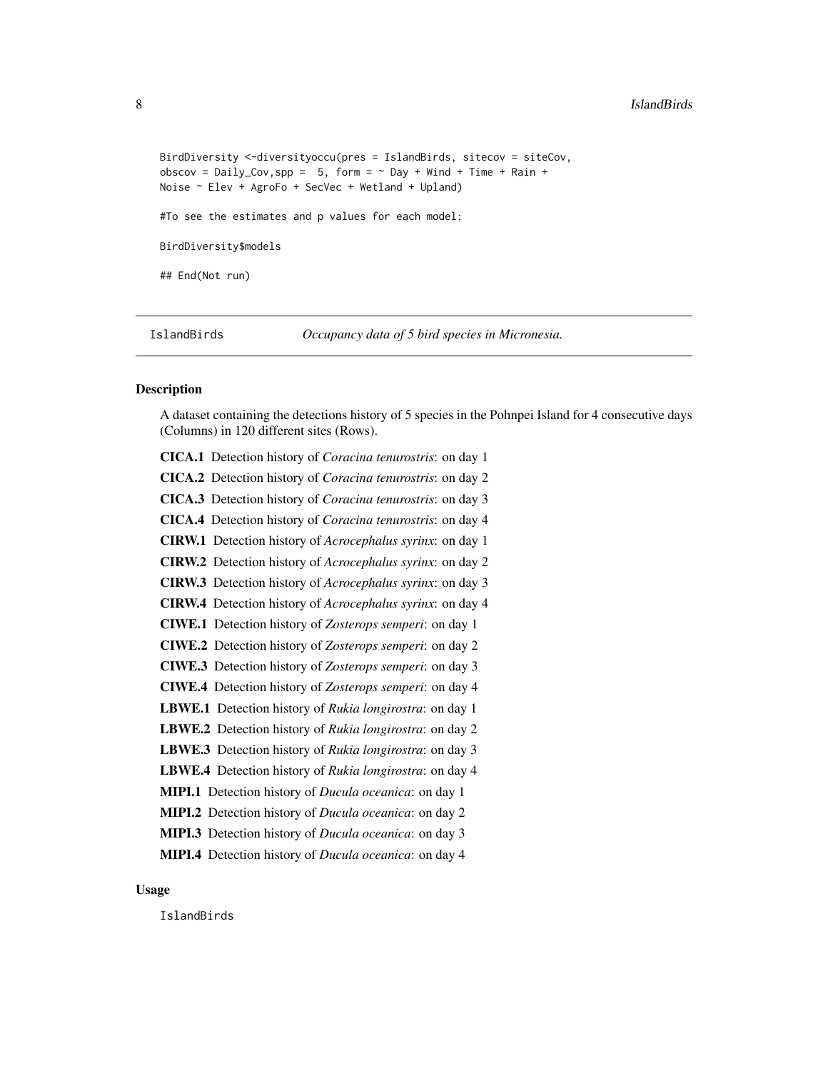```
BirdDiversity <-diversityoccu(pres = IslandBirds, sitecov = siteCov,
obscov = Daily_Cov,spp =  5, form = ~ Day + Wind + Time + Rain +
Noise ~ Elev + AgroFo + SecVec + Wetland + Upland)

#To see the estimates and p values for each model:

BirdDiversity$models

## End(Not run)
```

---

## IslandBirds — *Occupancy data of 5 bird species in Micronesia.*

---

### Description

A dataset containing the detections history of 5 species in the Pohnpei Island for 4 consecutive days (Columns) in 120 different sites (Rows).

**CICA.1** Detection history of *Coracina tenurostris*: on day 1

**CICA.2** Detection history of *Coracina tenurostris*: on day 2

**CICA.3** Detection history of *Coracina tenurostris*: on day 3

**CICA.4** Detection history of *Coracina tenurostris*: on day 4

**CIRW.1** Detection history of *Acrocephalus syrinx*: on day 1

**CIRW.2** Detection history of *Acrocephalus syrinx*: on day 2

**CIRW.3** Detection history of *Acrocephalus syrinx*: on day 3

**CIRW.4** Detection history of *Acrocephalus syrinx*: on day 4

**CIWE.1** Detection history of *Zosterops semperi*: on day 1

**CIWE.2** Detection history of *Zosterops semperi*: on day 2

**CIWE.3** Detection history of *Zosterops semperi*: on day 3

**CIWE.4** Detection history of *Zosterops semperi*: on day 4

**LBWE.1** Detection history of *Rukia longirostra*: on day 1

**LBWE.2** Detection history of *Rukia longirostra*: on day 2

**LBWE.3** Detection history of *Rukia longirostra*: on day 3

**LBWE.4** Detection history of *Rukia longirostra*: on day 4

**MIPI.1** Detection history of *Ducula oceanica*: on day 1

**MIPI.2** Detection history of *Ducula oceanica*: on day 2

**MIPI.3** Detection history of *Ducula oceanica*: on day 3

**MIPI.4** Detection history of *Ducula oceanica*: on day 4

### Usage

```
IslandBirds
```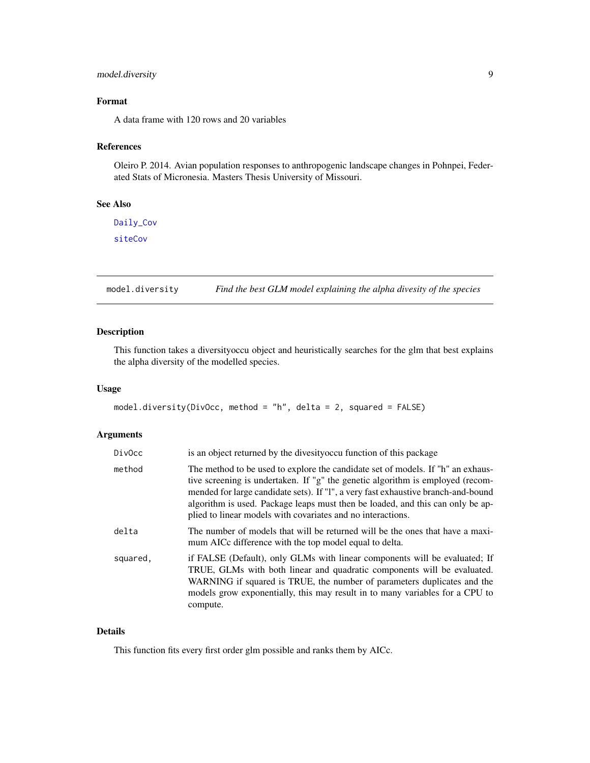## Format

A data frame with 120 rows and 20 variables

## References

Oleiro P. 2014. Avian population responses to anthropogenic landscape changes in Pohnpei, Federated Stats of Micronesia. Masters Thesis University of Missouri.

## See Also

Daily_Cov

siteCov

---

# model.diversity — *Find the best GLM model explaining the alpha divesity of the species*

## Description

This function takes a diversityoccu object and heuristically searches for the glm that best explains the alpha diversity of the modelled species.

## Usage

```
model.diversity(DivOcc, method = "h", delta = 2, squared = FALSE)
```

## Arguments

| | |
|---|---|
| `DivOcc` | is an object returned by the divesityoccu function of this package |
| `method` | The method to be used to explore the candidate set of models. If "h" an exhaustive screening is undertaken. If "g" the genetic algorithm is employed (recommended for large candidate sets). If "l", a very fast exhaustive branch-and-bound algorithm is used. Package leaps must then be loaded, and this can only be applied to linear models with covariates and no interactions. |
| `delta` | The number of models that will be returned will be the ones that have a maximum AICc difference with the top model equal to delta. |
| `squared,` | if FALSE (Default), only GLMs with linear components will be evaluated; If TRUE, GLMs with both linear and quadratic components will be evaluated. WARNING if squared is TRUE, the number of parameters duplicates and the models grow exponentially, this may result in to many variables for a CPU to compute. |

## Details

This function fits every first order glm possible and ranks them by AICc.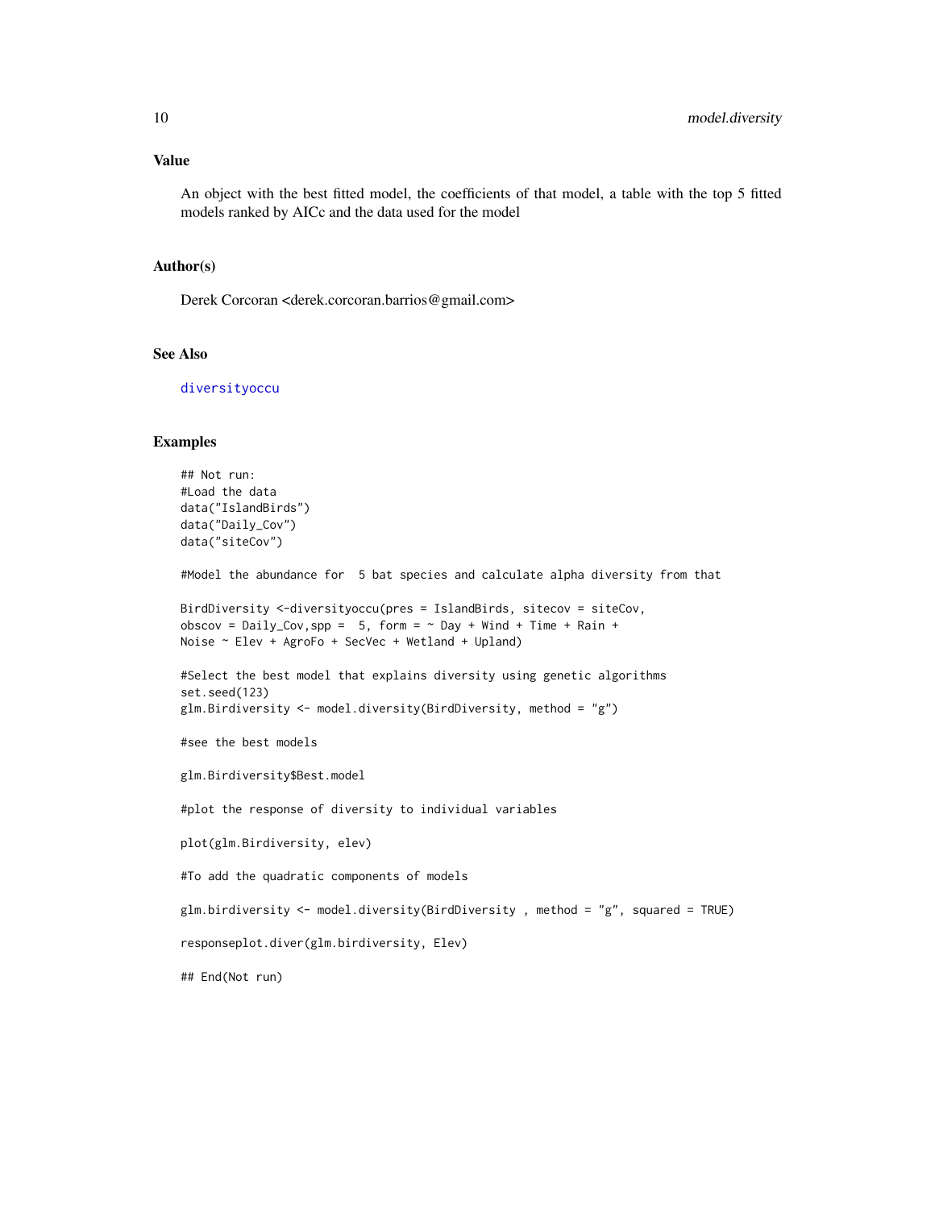### Value

An object with the best fitted model, the coefficients of that model, a table with the top 5 fitted models ranked by AICc and the data used for the model

### Author(s)

Derek Corcoran <derek.corcoran.barrios@gmail.com>

### See Also

diversityoccu

### Examples

```
## Not run:
#Load the data
data("IslandBirds")
data("Daily_Cov")
data("siteCov")

#Model the abundance for  5 bat species and calculate alpha diversity from that

BirdDiversity <-diversityoccu(pres = IslandBirds, sitecov = siteCov,
obscov = Daily_Cov,spp =  5, form = ~ Day + Wind + Time + Rain +
Noise ~ Elev + AgroFo + SecVec + Wetland + Upland)

#Select the best model that explains diversity using genetic algorithms
set.seed(123)
glm.Birdiversity <- model.diversity(BirdDiversity, method = "g")

#see the best models

glm.Birdiversity$Best.model

#plot the response of diversity to individual variables

plot(glm.Birdiversity, elev)

#To add the quadratic components of models

glm.birdiversity <- model.diversity(BirdDiversity , method = "g", squared = TRUE)

responseplot.diver(glm.birdiversity, Elev)

## End(Not run)
```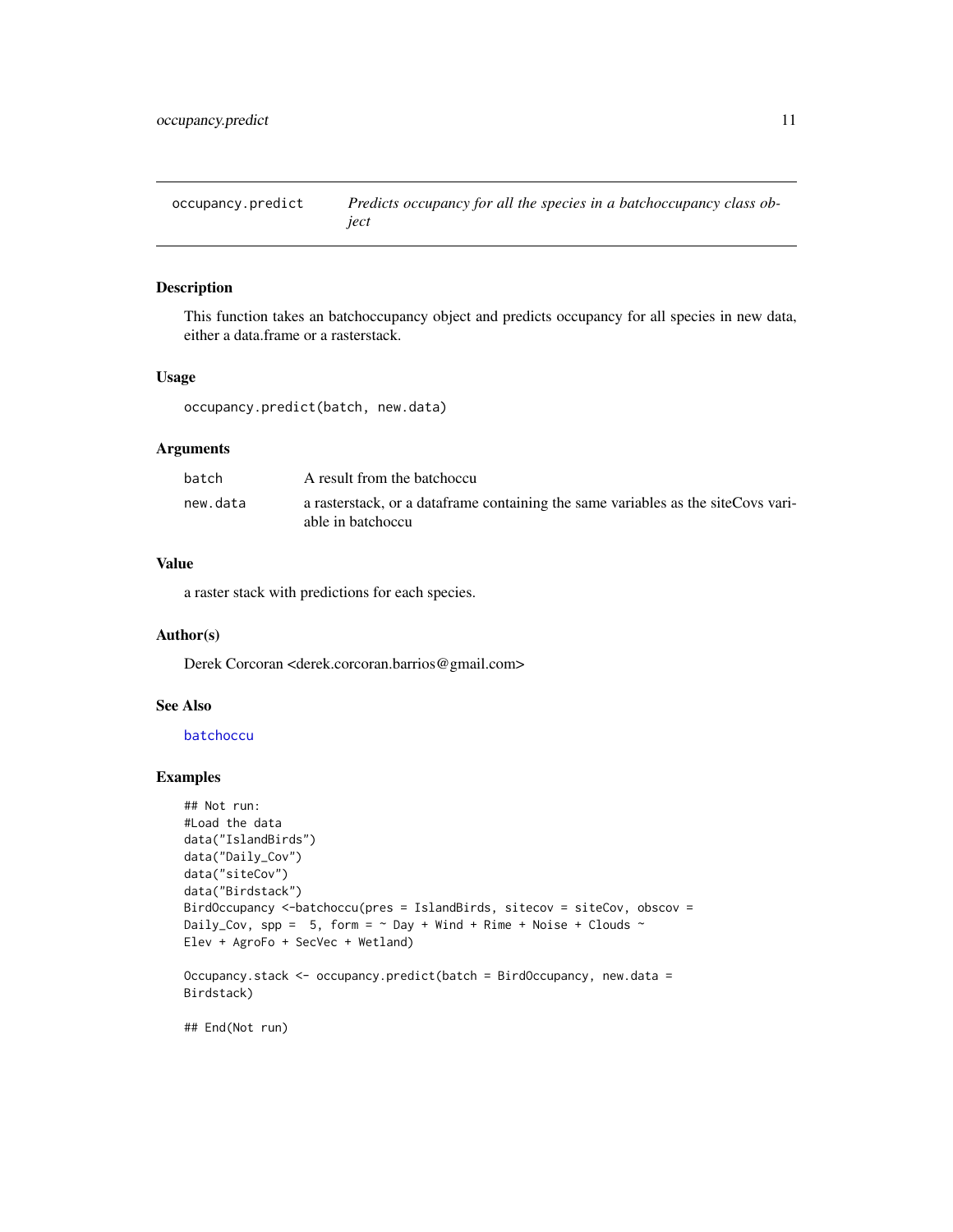# occupancy.predict — *Predicts occupancy for all the species in a batchoccupancy class object*

## Description

This function takes an batchoccupancy object and predicts occupancy for all species in new data, either a data.frame or a rasterstack.

## Usage

```
occupancy.predict(batch, new.data)
```

## Arguments

| | |
|---|---|
| `batch` | A result from the batchoccu |
| `new.data` | a rasterstack, or a dataframe containing the same variables as the siteCovs variable in batchoccu |

## Value

a raster stack with predictions for each species.

## Author(s)

Derek Corcoran <derek.corcoran.barrios@gmail.com>

## See Also

`batchoccu`

## Examples

```
## Not run:
#Load the data
data("IslandBirds")
data("Daily_Cov")
data("siteCov")
data("Birdstack")
BirdOccupancy <-batchoccu(pres = IslandBirds, sitecov = siteCov, obscov =
Daily_Cov, spp =  5, form = ~ Day + Wind + Rime + Noise + Clouds ~
Elev + AgroFo + SecVec + Wetland)

Occupancy.stack <- occupancy.predict(batch = BirdOccupancy, new.data =
Birdstack)

## End(Not run)
```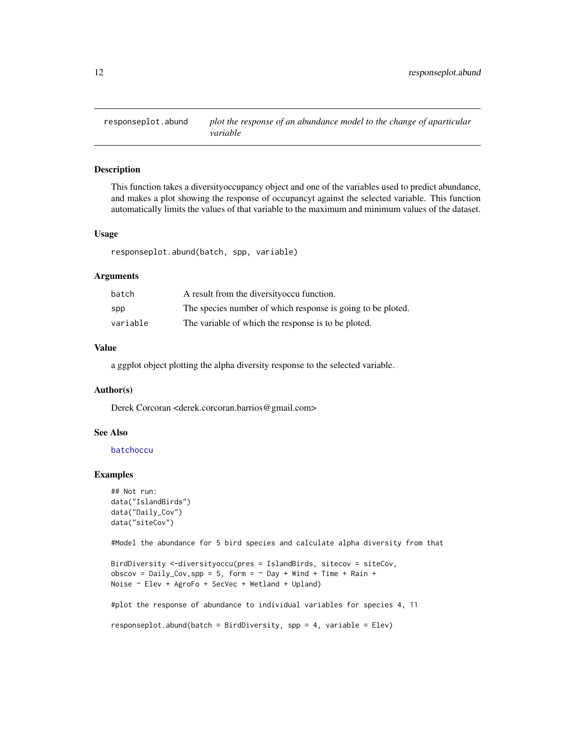# responseplot.abund

*plot the response of an abundance model to the change of aparticular variable*

## Description

This function takes a diversityoccupancy object and one of the variables used to predict abundance, and makes a plot showing the response of occupancyt against the selected variable. This function automatically limits the values of that variable to the maximum and minimum values of the dataset.

## Usage

```
responseplot.abund(batch, spp, variable)
```

## Arguments

| | |
|---|---|
| batch | A result from the diversityoccu function. |
| spp | The species number of which response is going to be ploted. |
| variable | The variable of which the response is to be ploted. |

## Value

a ggplot object plotting the alpha diversity response to the selected variable.

## Author(s)

Derek Corcoran <derek.corcoran.barrios@gmail.com>

## See Also

batchoccu

## Examples

```
## Not run:
data("IslandBirds")
data("Daily_Cov")
data("siteCov")

#Model the abundance for 5 bird species and calculate alpha diversity from that

BirdDiversity <-diversityoccu(pres = IslandBirds, sitecov = siteCov,
obscov = Daily_Cov,spp = 5, form = ~ Day + Wind + Time + Rain +
Noise ~ Elev + AgroFo + SecVec + Wetland + Upland)

#plot the response of abundance to individual variables for species 4, 11

responseplot.abund(batch = BirdDiversity, spp = 4, variable = Elev)
```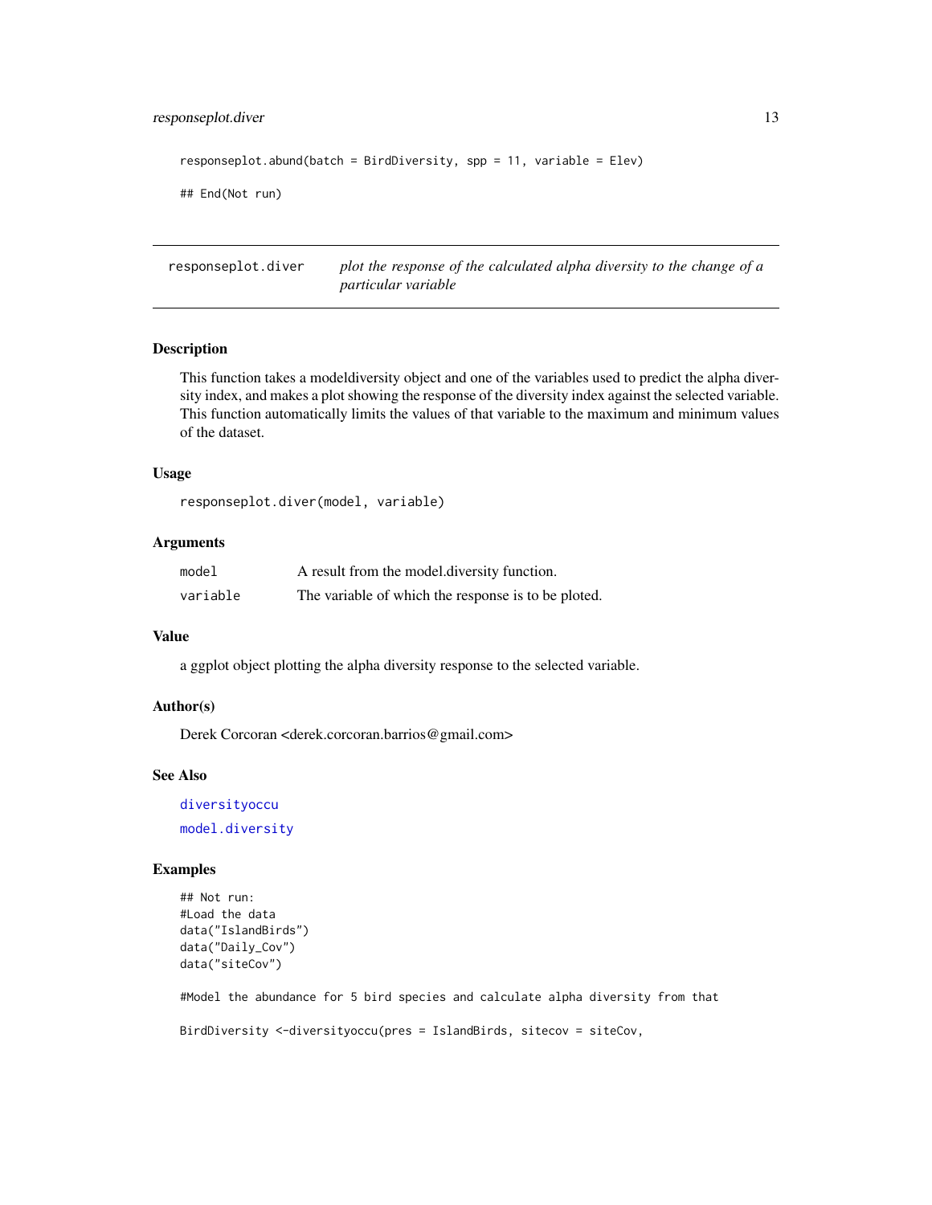```
responseplot.abund(batch = BirdDiversity, spp = 11, variable = Elev)

## End(Not run)
```

## responseplot.diver — *plot the response of the calculated alpha diversity to the change of a particular variable*

### Description

This function takes a modeldiversity object and one of the variables used to predict the alpha diversity index, and makes a plot showing the response of the diversity index against the selected variable. This function automatically limits the values of that variable to the maximum and minimum values of the dataset.

### Usage

```
responseplot.diver(model, variable)
```

### Arguments

| | |
|---|---|
| `model` | A result from the model.diversity function. |
| `variable` | The variable of which the response is to be ploted. |

### Value

a ggplot object plotting the alpha diversity response to the selected variable.

### Author(s)

Derek Corcoran <derek.corcoran.barrios@gmail.com>

### See Also

`diversityoccu`

`model.diversity`

### Examples

```
## Not run:
#Load the data
data("IslandBirds")
data("Daily_Cov")
data("siteCov")

#Model the abundance for 5 bird species and calculate alpha diversity from that

BirdDiversity <-diversityoccu(pres = IslandBirds, sitecov = siteCov,
```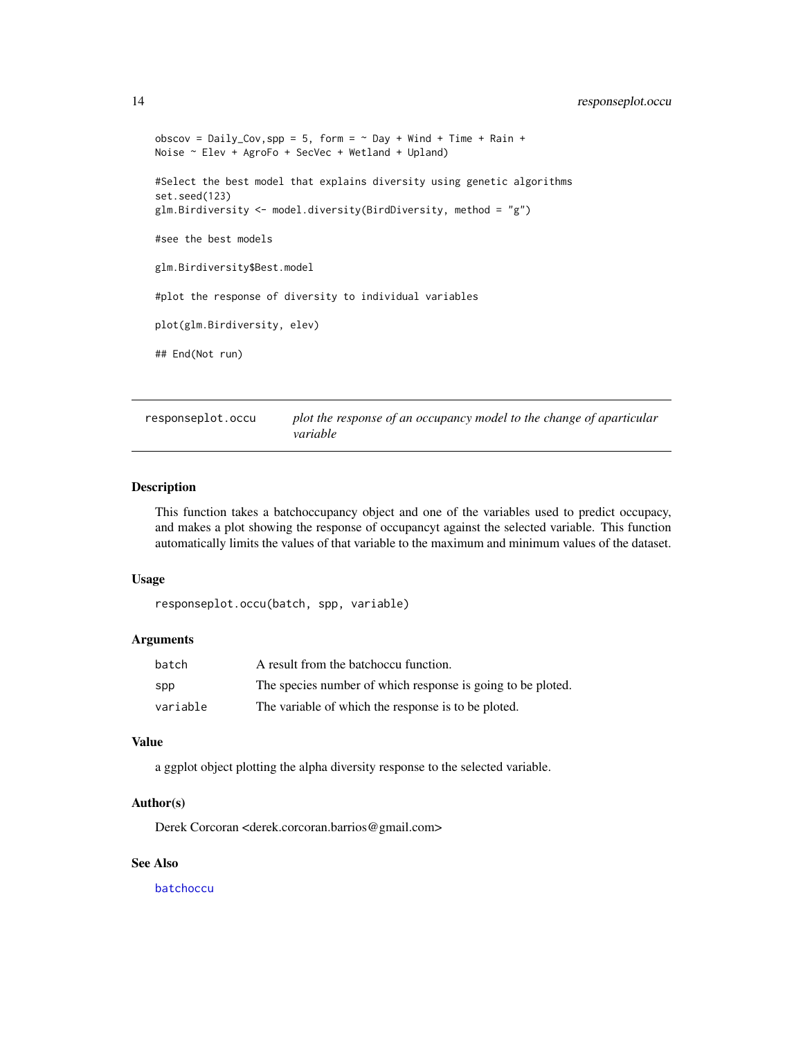```
obscov = Daily_Cov,spp = 5, form = ~ Day + Wind + Time + Rain +
Noise ~ Elev + AgroFo + SecVec + Wetland + Upland)

#Select the best model that explains diversity using genetic algorithms
set.seed(123)
glm.Birdiversity <- model.diversity(BirdDiversity, method = "g")

#see the best models

glm.Birdiversity$Best.model

#plot the response of diversity to individual variables

plot(glm.Birdiversity, elev)

## End(Not run)
```

---

## responseplot.occu — *plot the response of an occupancy model to the change of aparticular variable*

### Description

This function takes a batchoccupancy object and one of the variables used to predict occupacy, and makes a plot showing the response of occupancyt against the selected variable. This function automatically limits the values of that variable to the maximum and minimum values of the dataset.

### Usage

```
responseplot.occu(batch, spp, variable)
```

### Arguments

| | |
|---|---|
| `batch` | A result from the batchoccu function. |
| `spp` | The species number of which response is going to be ploted. |
| `variable` | The variable of which the response is to be ploted. |

### Value

a ggplot object plotting the alpha diversity response to the selected variable.

### Author(s)

Derek Corcoran <derek.corcoran.barrios@gmail.com>

### See Also

batchoccu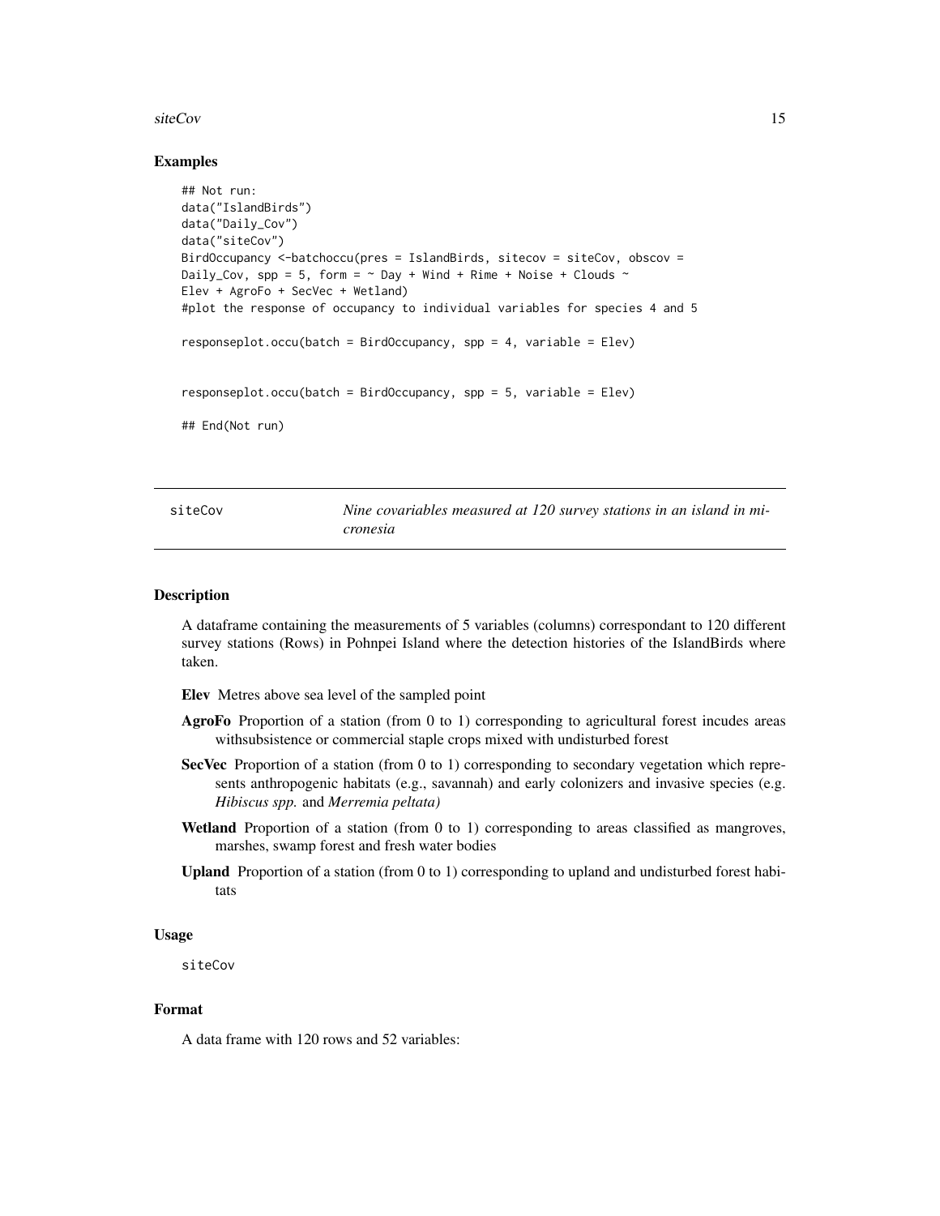### Examples

```
## Not run:
data("IslandBirds")
data("Daily_Cov")
data("siteCov")
BirdOccupancy <-batchoccu(pres = IslandBirds, sitecov = siteCov, obscov =
Daily_Cov, spp = 5, form = ~ Day + Wind + Rime + Noise + Clouds ~
Elev + AgroFo + SecVec + Wetland)
#plot the response of occupancy to individual variables for species 4 and 5

responseplot.occu(batch = BirdOccupancy, spp = 4, variable = Elev)


responseplot.occu(batch = BirdOccupancy, spp = 5, variable = Elev)

## End(Not run)
```

---

## siteCov — *Nine covariables measured at 120 survey stations in an island in micronesia*

### Description

A dataframe containing the measurements of 5 variables (columns) correspondant to 120 different survey stations (Rows) in Pohnpei Island where the detection histories of the IslandBirds where taken.

**Elev** Metres above sea level of the sampled point

**AgroFo** Proportion of a station (from 0 to 1) corresponding to agricultural forest incudes areas withsubsistence or commercial staple crops mixed with undisturbed forest

**SecVec** Proportion of a station (from 0 to 1) corresponding to secondary vegetation which represents anthropogenic habitats (e.g., savannah) and early colonizers and invasive species (e.g. *Hibiscus spp.* and *Merremia peltata)*

**Wetland** Proportion of a station (from 0 to 1) corresponding to areas classified as mangroves, marshes, swamp forest and fresh water bodies

**Upland** Proportion of a station (from 0 to 1) corresponding to upland and undisturbed forest habitats

### Usage

```
siteCov
```

### Format

A data frame with 120 rows and 52 variables: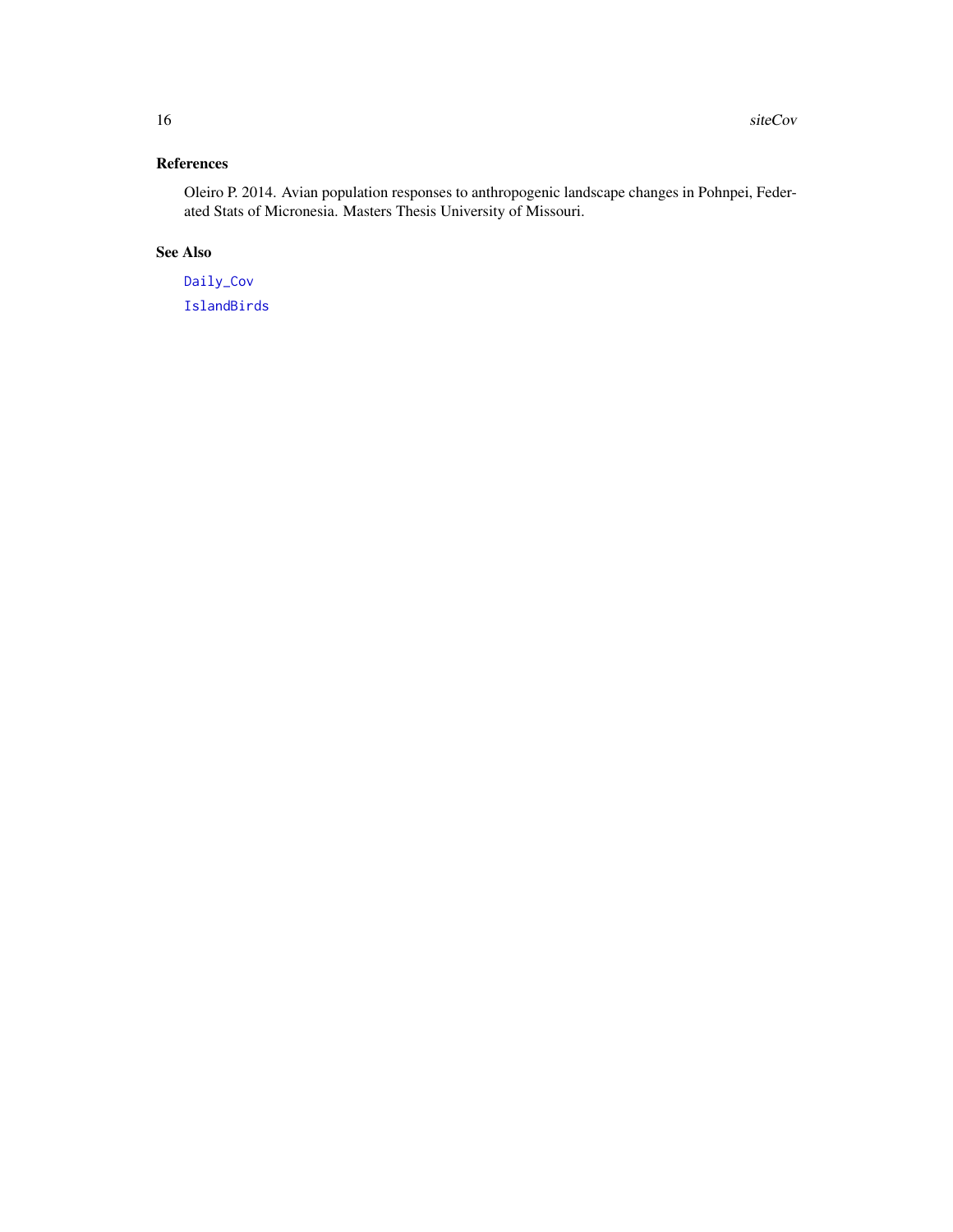## References

Oleiro P. 2014. Avian population responses to anthropogenic landscape changes in Pohnpei, Federated Stats of Micronesia. Masters Thesis University of Missouri.

## See Also

`Daily_Cov`

`IslandBirds`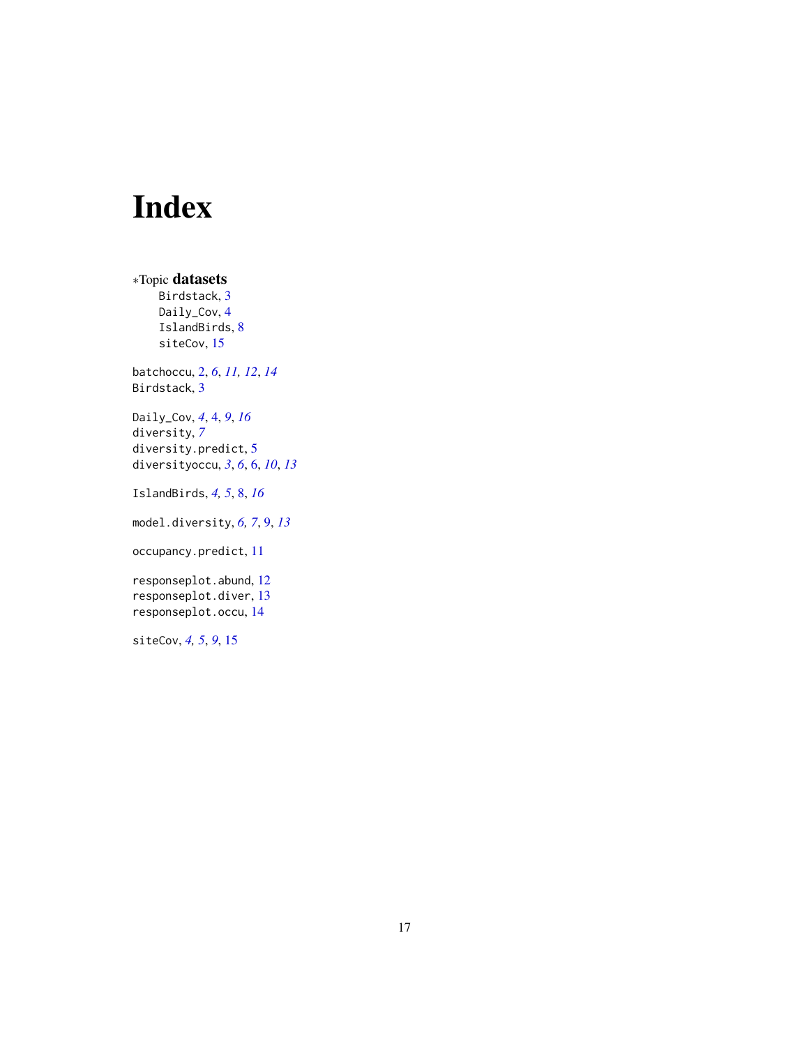# Index

*Topic **datasets**
    Birdstack, 3
    Daily_Cov, 4
    IslandBirds, 8
    siteCov, 15

batchoccu, 2, *6*, *11*, *12*, *14*
Birdstack, 3

Daily_Cov, *4*, 4, *9*, *16*
diversity, *7*
diversity.predict, 5
diversityoccu, *3*, *6*, 6, *10*, *13*

IslandBirds, *4*, *5*, 8, *16*

model.diversity, *6*, *7*, 9, *13*

occupancy.predict, 11

responseplot.abund, 12
responseplot.diver, 13
responseplot.occu, 14

siteCov, *4*, *5*, *9*, 15